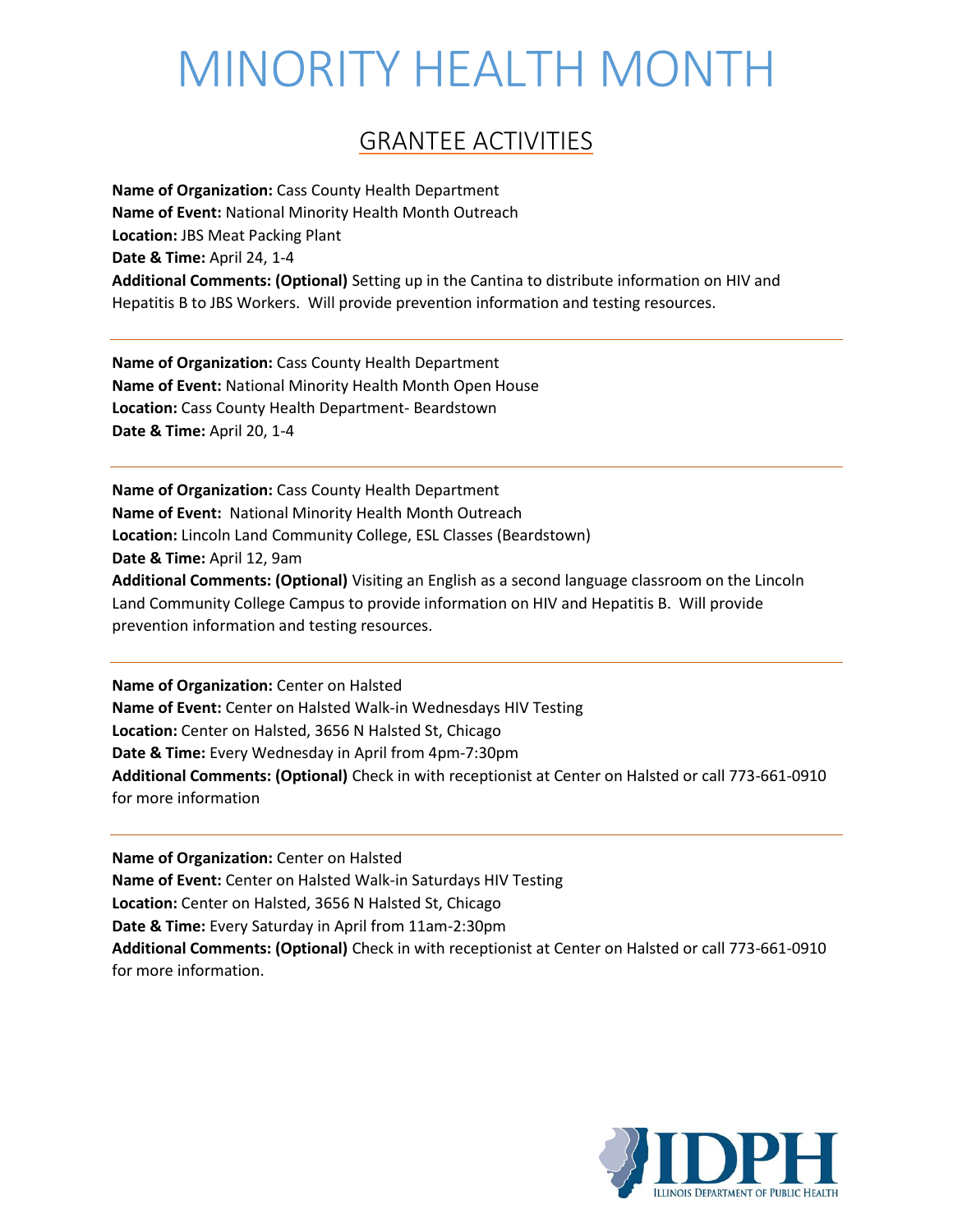# MINORITY HEALTH MONTH

## GRANTEE ACTIVITIES

**Name of Organization:** Cass County Health Department
**Name of Event:** National Minority Health Month Outreach
**Location:** JBS Meat Packing Plant
**Date & Time:** April 24, 1-4
**Additional Comments: (Optional)** Setting up in the Cantina to distribute information on HIV and Hepatitis B to JBS Workers. Will provide prevention information and testing resources.

---

**Name of Organization:** Cass County Health Department
**Name of Event:** National Minority Health Month Open House
**Location:** Cass County Health Department- Beardstown
**Date & Time:** April 20, 1-4

---

**Name of Organization:** Cass County Health Department
**Name of Event:** National Minority Health Month Outreach
**Location:** Lincoln Land Community College, ESL Classes (Beardstown)
**Date & Time:** April 12, 9am
**Additional Comments: (Optional)** Visiting an English as a second language classroom on the Lincoln Land Community College Campus to provide information on HIV and Hepatitis B. Will provide prevention information and testing resources.

---

**Name of Organization:** Center on Halsted
**Name of Event:** Center on Halsted Walk-in Wednesdays HIV Testing
**Location:** Center on Halsted, 3656 N Halsted St, Chicago
**Date & Time:** Every Wednesday in April from 4pm-7:30pm
**Additional Comments: (Optional)** Check in with receptionist at Center on Halsted or call 773-661-0910 for more information

---

**Name of Organization:** Center on Halsted
**Name of Event:** Center on Halsted Walk-in Saturdays HIV Testing
**Location:** Center on Halsted, 3656 N Halsted St, Chicago
**Date & Time:** Every Saturday in April from 11am-2:30pm
**Additional Comments: (Optional)** Check in with receptionist at Center on Halsted or call 773-661-0910 for more information.

IDPH
ILLINOIS DEPARTMENT OF PUBLIC HEALTH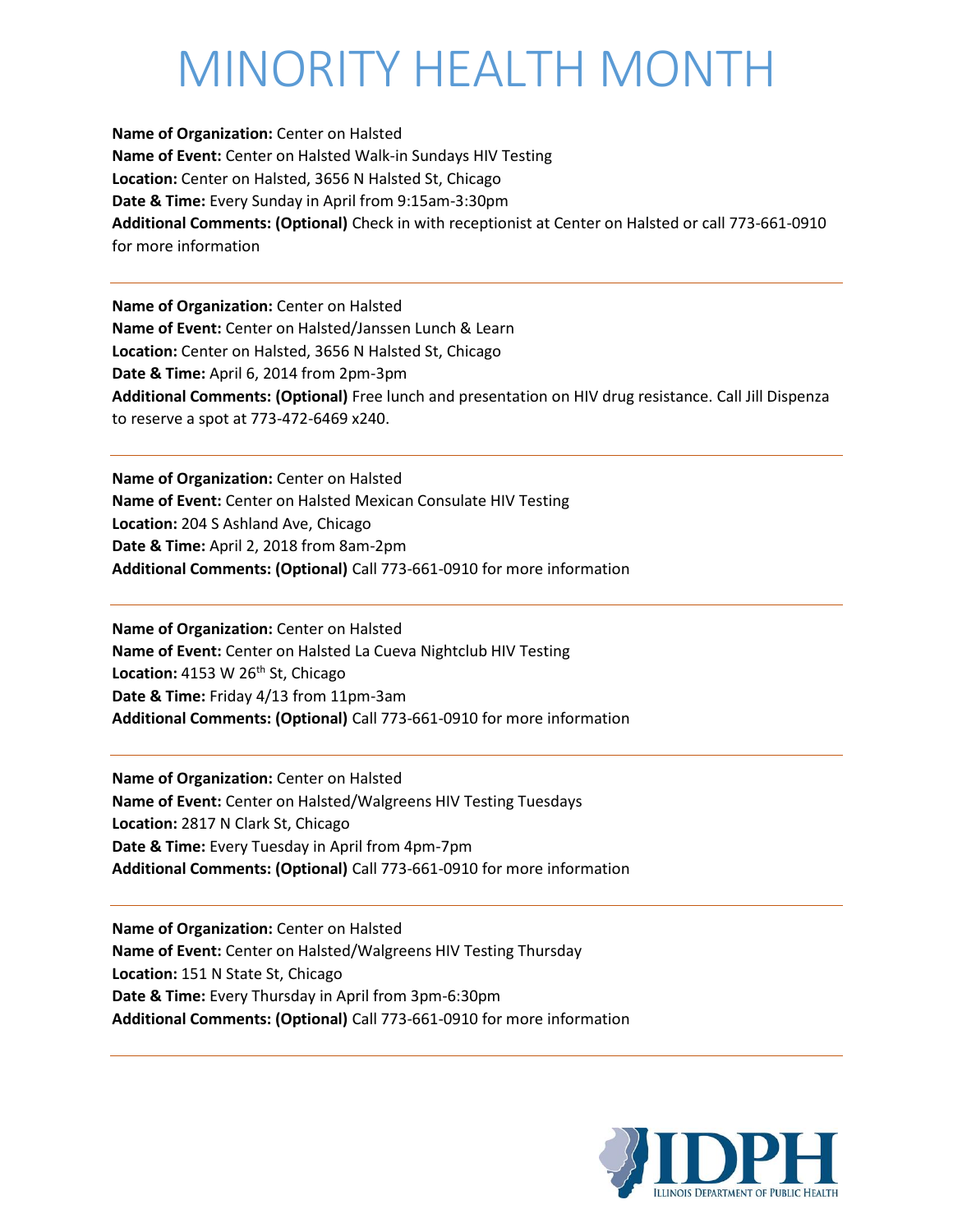# MINORITY HEALTH MONTH

**Name of Organization:** Center on Halsted
**Name of Event:** Center on Halsted Walk-in Sundays HIV Testing
**Location:** Center on Halsted, 3656 N Halsted St, Chicago
**Date & Time:** Every Sunday in April from 9:15am-3:30pm
**Additional Comments: (Optional)** Check in with receptionist at Center on Halsted or call 773-661-0910 for more information

---

**Name of Organization:** Center on Halsted
**Name of Event:** Center on Halsted/Janssen Lunch & Learn
**Location:** Center on Halsted, 3656 N Halsted St, Chicago
**Date & Time:** April 6, 2014 from 2pm-3pm
**Additional Comments: (Optional)** Free lunch and presentation on HIV drug resistance. Call Jill Dispenza to reserve a spot at 773-472-6469 x240.

---

**Name of Organization:** Center on Halsted
**Name of Event:** Center on Halsted Mexican Consulate HIV Testing
**Location:** 204 S Ashland Ave, Chicago
**Date & Time:** April 2, 2018 from 8am-2pm
**Additional Comments: (Optional)** Call 773-661-0910 for more information

---

**Name of Organization:** Center on Halsted
**Name of Event:** Center on Halsted La Cueva Nightclub HIV Testing
**Location:** 4153 W 26th St, Chicago
**Date & Time:** Friday 4/13 from 11pm-3am
**Additional Comments: (Optional)** Call 773-661-0910 for more information

---

**Name of Organization:** Center on Halsted
**Name of Event:** Center on Halsted/Walgreens HIV Testing Tuesdays
**Location:** 2817 N Clark St, Chicago
**Date & Time:** Every Tuesday in April from 4pm-7pm
**Additional Comments: (Optional)** Call 773-661-0910 for more information

---

**Name of Organization:** Center on Halsted
**Name of Event:** Center on Halsted/Walgreens HIV Testing Thursday
**Location:** 151 N State St, Chicago
**Date & Time:** Every Thursday in April from 3pm-6:30pm
**Additional Comments: (Optional)** Call 773-661-0910 for more information

---

IDPH
ILLINOIS DEPARTMENT OF PUBLIC HEALTH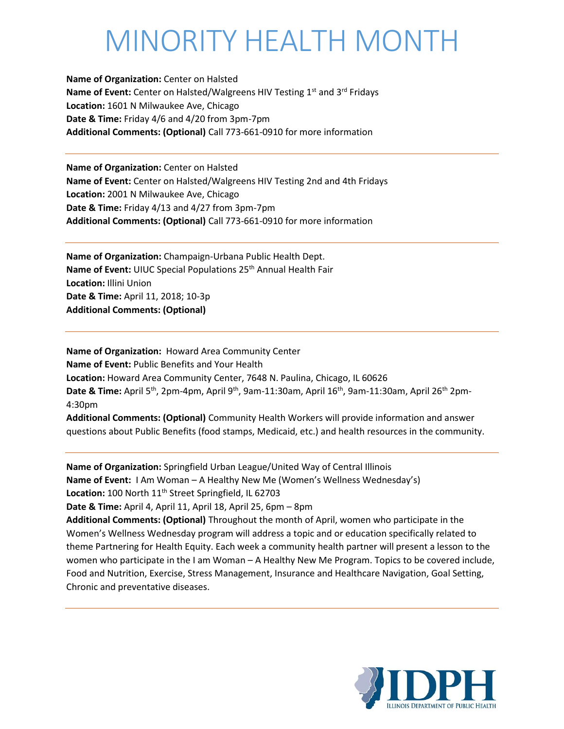# MINORITY HEALTH MONTH

**Name of Organization:** Center on Halsted
**Name of Event:** Center on Halsted/Walgreens HIV Testing 1st and 3rd Fridays
**Location:** 1601 N Milwaukee Ave, Chicago
**Date & Time:** Friday 4/6 and 4/20 from 3pm-7pm
**Additional Comments: (Optional)** Call 773-661-0910 for more information

---

**Name of Organization:** Center on Halsted
**Name of Event:** Center on Halsted/Walgreens HIV Testing 2nd and 4th Fridays
**Location:** 2001 N Milwaukee Ave, Chicago
**Date & Time:** Friday 4/13 and 4/27 from 3pm-7pm
**Additional Comments: (Optional)** Call 773-661-0910 for more information

---

**Name of Organization:** Champaign-Urbana Public Health Dept.
**Name of Event:** UIUC Special Populations 25th Annual Health Fair
**Location:** Illini Union
**Date & Time:** April 11, 2018; 10-3p
**Additional Comments: (Optional)**

---

**Name of Organization:** Howard Area Community Center
**Name of Event:** Public Benefits and Your Health
**Location:** Howard Area Community Center, 7648 N. Paulina, Chicago, IL 60626
**Date & Time:** April 5th, 2pm-4pm, April 9th, 9am-11:30am, April 16th, 9am-11:30am, April 26th 2pm-4:30pm
**Additional Comments: (Optional)** Community Health Workers will provide information and answer questions about Public Benefits (food stamps, Medicaid, etc.) and health resources in the community.

---

**Name of Organization:** Springfield Urban League/United Way of Central Illinois
**Name of Event:** I Am Woman – A Healthy New Me (Women's Wellness Wednesday's)
**Location:** 100 North 11th Street Springfield, IL 62703
**Date & Time:** April 4, April 11, April 18, April 25, 6pm – 8pm
**Additional Comments: (Optional)** Throughout the month of April, women who participate in the Women's Wellness Wednesday program will address a topic and or education specifically related to theme Partnering for Health Equity. Each week a community health partner will present a lesson to the women who participate in the I am Woman – A Healthy New Me Program. Topics to be covered include, Food and Nutrition, Exercise, Stress Management, Insurance and Healthcare Navigation, Goal Setting, Chronic and preventative diseases.

---

IDPH ILLINOIS DEPARTMENT OF PUBLIC HEALTH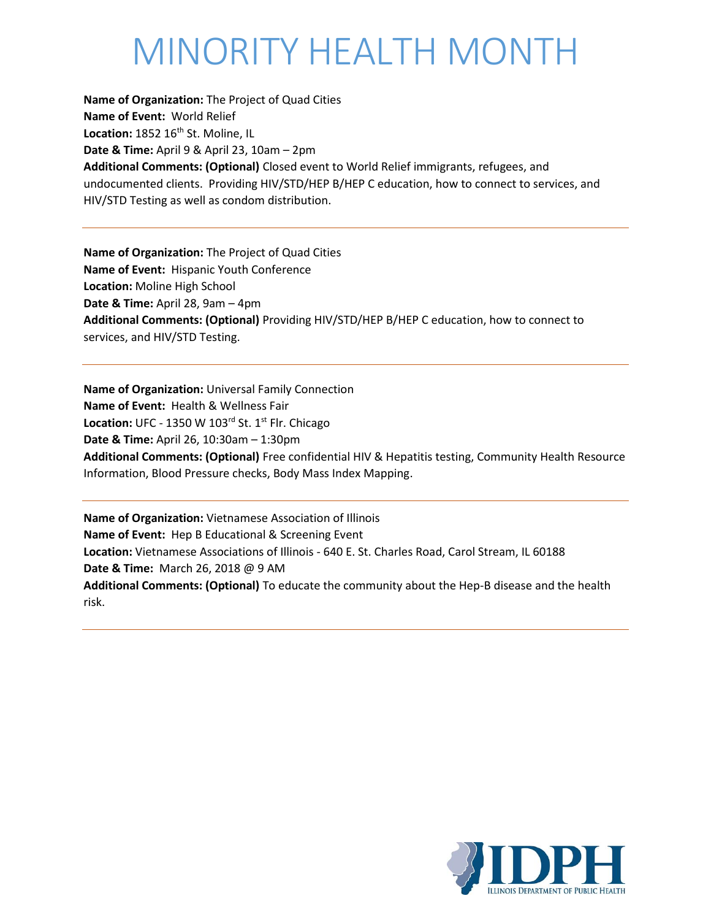# MINORITY HEALTH MONTH

**Name of Organization:** The Project of Quad Cities
**Name of Event:** World Relief
**Location:** 1852 16th St. Moline, IL
**Date & Time:** April 9 & April 23, 10am – 2pm
**Additional Comments: (Optional)** Closed event to World Relief immigrants, refugees, and undocumented clients. Providing HIV/STD/HEP B/HEP C education, how to connect to services, and HIV/STD Testing as well as condom distribution.

---

**Name of Organization:** The Project of Quad Cities
**Name of Event:** Hispanic Youth Conference
**Location:** Moline High School
**Date & Time:** April 28, 9am – 4pm
**Additional Comments: (Optional)** Providing HIV/STD/HEP B/HEP C education, how to connect to services, and HIV/STD Testing.

---

**Name of Organization:** Universal Family Connection
**Name of Event:** Health & Wellness Fair
**Location:** UFC - 1350 W 103rd St. 1st Flr. Chicago
**Date & Time:** April 26, 10:30am – 1:30pm
**Additional Comments: (Optional)** Free confidential HIV & Hepatitis testing, Community Health Resource Information, Blood Pressure checks, Body Mass Index Mapping.

---

**Name of Organization:** Vietnamese Association of Illinois
**Name of Event:** Hep B Educational & Screening Event
**Location:** Vietnamese Associations of Illinois - 640 E. St. Charles Road, Carol Stream, IL 60188
**Date & Time:** March 26, 2018 @ 9 AM
**Additional Comments: (Optional)** To educate the community about the Hep-B disease and the health risk.

---

IDPH
ILLINOIS DEPARTMENT OF PUBLIC HEALTH